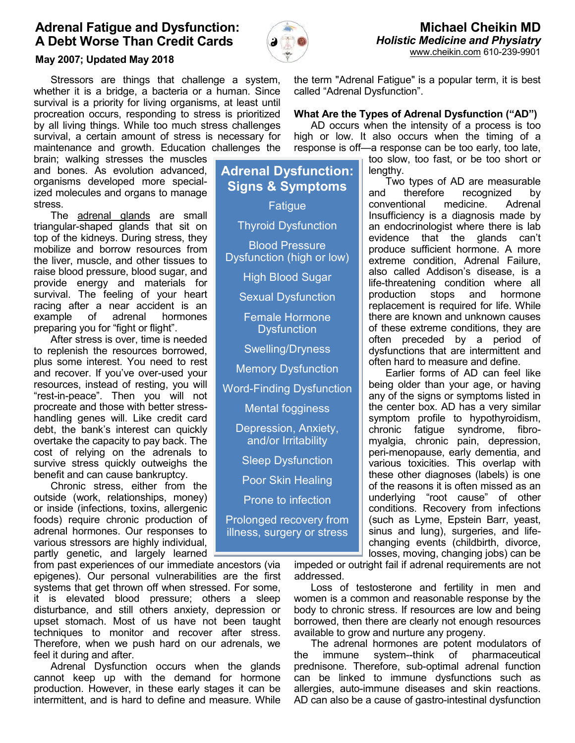# Adrenal Fatigue and Dysfunction: A Debt Worse Than Credit Cards

**May 2007; Updated May 2018**

**Michael Cheikin MD**
***Holistic Medicine and Physiatry***
www.cheikin.com 610-239-9901

Stressors are things that challenge a system, whether it is a bridge, a bacteria or a human. Since survival is a priority for living organisms, at least until procreation occurs, responding to stress is prioritized by all living things. While too much stress challenges survival, a certain amount of stress is necessary for maintenance and growth. Education challenges the brain; walking stresses the muscles and bones. As evolution advanced, organisms developed more specialized molecules and organs to manage stress.

The adrenal glands are small triangular-shaped glands that sit on top of the kidneys. During stress, they mobilize and borrow resources from the liver, muscle, and other tissues to raise blood pressure, blood sugar, and provide energy and materials for survival. The feeling of your heart racing after a near accident is an example of adrenal hormones preparing you for "fight or flight".

After stress is over, time is needed to replenish the resources borrowed, plus some interest. You need to rest and recover. If you've over-used your resources, instead of resting, you will "rest-in-peace". Then you will not procreate and those with better stress-handling genes will. Like credit card debt, the bank's interest can quickly overtake the capacity to pay back. The cost of relying on the adrenals to survive stress quickly outweighs the benefit and can cause bankruptcy.

Chronic stress, either from the outside (work, relationships, money) or inside (infections, toxins, allergenic foods) require chronic production of adrenal hormones. Our responses to various stressors are highly individual, partly genetic, and largely learned from past experiences of our immediate ancestors (via epigenes). Our personal vulnerabilities are the first systems that get thrown off when stressed. For some, it is elevated blood pressure; others a sleep disturbance, and still others anxiety, depression or upset stomach. Most of us have not been taught techniques to monitor and recover after stress. Therefore, when we push hard on our adrenals, we feel it during and after.

Adrenal Dysfunction occurs when the glands cannot keep up with the demand for hormone production. However, in these early stages it can be intermittent, and is hard to define and measure. While the term "Adrenal Fatigue" is a popular term, it is best called "Adrenal Dysfunction".

**Adrenal Dysfunction: Signs & Symptoms**

- Fatigue
- Thyroid Dysfunction
- Blood Pressure Dysfunction (high or low)
- High Blood Sugar
- Sexual Dysfunction
- Female Hormone Dysfunction
- Swelling/Dryness
- Memory Dysfunction
- Word-Finding Dysfunction
- Mental fogginess
- Depression, Anxiety, and/or Irritability
- Sleep Dysfunction
- Poor Skin Healing
- Prone to infection
- Prolonged recovery from illness, surgery or stress

### What Are the Types of Adrenal Dysfunction ("AD")

AD occurs when the intensity of a process is too high or low. It also occurs when the timing of a response is off—a response can be too early, too late, too slow, too fast, or be too short or lengthy.

Two types of AD are measurable and therefore recognized by conventional medicine. Adrenal Insufficiency is a diagnosis made by an endocrinologist where there is lab evidence that the glands can't produce sufficient hormone. A more extreme condition, Adrenal Failure, also called Addison's disease, is a life-threatening condition where all production stops and hormone replacement is required for life. While there are known and unknown causes of these extreme conditions, they are often preceded by a period of dysfunctions that are intermittent and often hard to measure and define.

Earlier forms of AD can feel like being older than your age, or having any of the signs or symptoms listed in the center box. AD has a very similar symptom profile to hypothyroidism, chronic fatigue syndrome, fibromyalgia, chronic pain, depression, peri-menopause, early dementia, and various toxicities. This overlap with these other diagnoses (labels) is one of the reasons it is often missed as an underlying "root cause" of other conditions. Recovery from infections (such as Lyme, Epstein Barr, yeast, sinus and lung), surgeries, and life-changing events (childbirth, divorce, losses, moving, changing jobs) can be impeded or outright fail if adrenal requirements are not addressed.

Loss of testosterone and fertility in men and women is a common and reasonable response by the body to chronic stress. If resources are low and being borrowed, then there are clearly not enough resources available to grow and nurture any progeny.

The adrenal hormones are potent modulators of the immune system--think of pharmaceutical prednisone. Therefore, sub-optimal adrenal function can be linked to immune dysfunctions such as allergies, auto-immune diseases and skin reactions. AD can also be a cause of gastro-intestinal dysfunction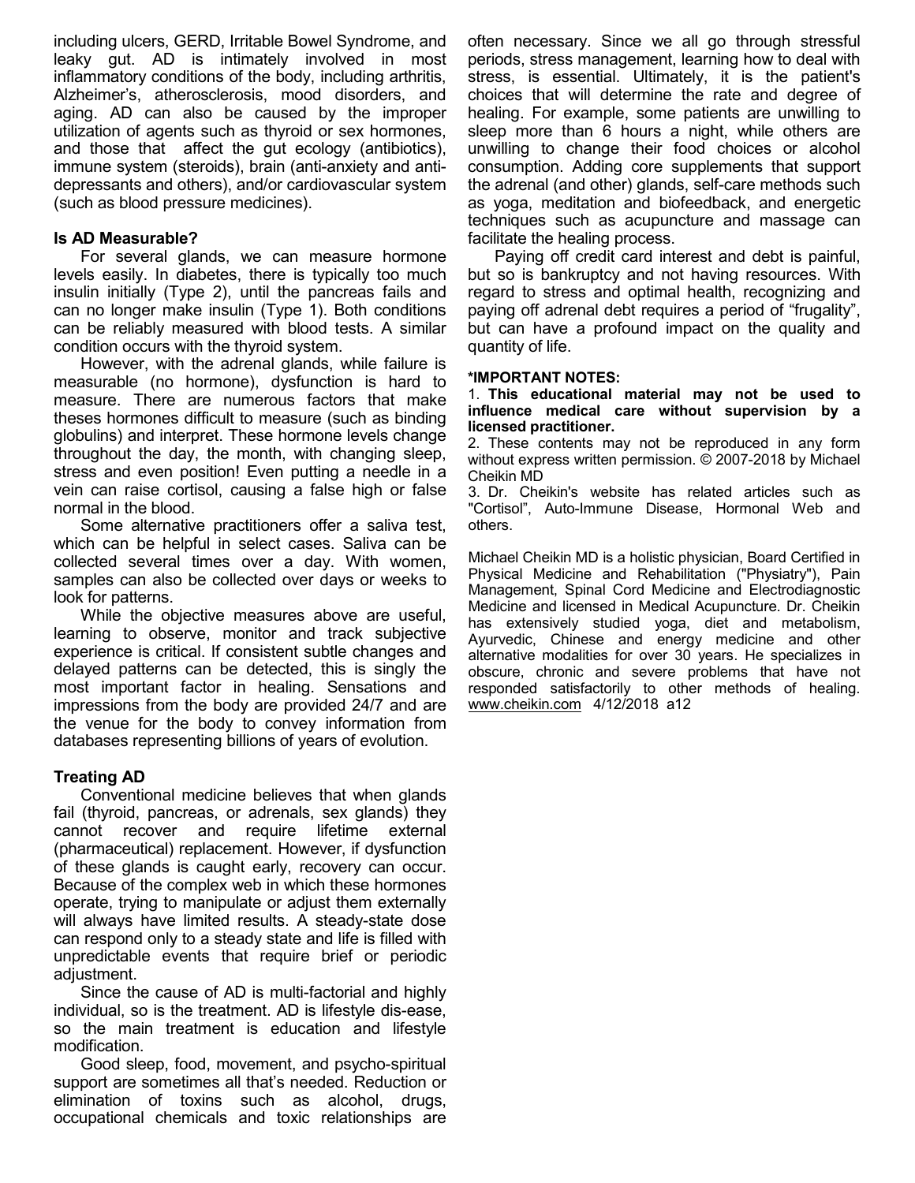including ulcers, GERD, Irritable Bowel Syndrome, and leaky gut. AD is intimately involved in most inflammatory conditions of the body, including arthritis, Alzheimer's, atherosclerosis, mood disorders, and aging. AD can also be caused by the improper utilization of agents such as thyroid or sex hormones, and those that affect the gut ecology (antibiotics), immune system (steroids), brain (anti-anxiety and anti-depressants and others), and/or cardiovascular system (such as blood pressure medicines).

### Is AD Measurable?

For several glands, we can measure hormone levels easily. In diabetes, there is typically too much insulin initially (Type 2), until the pancreas fails and can no longer make insulin (Type 1). Both conditions can be reliably measured with blood tests. A similar condition occurs with the thyroid system.

However, with the adrenal glands, while failure is measurable (no hormone), dysfunction is hard to measure. There are numerous factors that make theses hormones difficult to measure (such as binding globulins) and interpret. These hormone levels change throughout the day, the month, with changing sleep, stress and even position! Even putting a needle in a vein can raise cortisol, causing a false high or false normal in the blood.

Some alternative practitioners offer a saliva test, which can be helpful in select cases. Saliva can be collected several times over a day. With women, samples can also be collected over days or weeks to look for patterns.

While the objective measures above are useful, learning to observe, monitor and track subjective experience is critical. If consistent subtle changes and delayed patterns can be detected, this is singly the most important factor in healing. Sensations and impressions from the body are provided 24/7 and are the venue for the body to convey information from databases representing billions of years of evolution.

### Treating AD

Conventional medicine believes that when glands fail (thyroid, pancreas, or adrenals, sex glands) they cannot recover and require lifetime external (pharmaceutical) replacement. However, if dysfunction of these glands is caught early, recovery can occur. Because of the complex web in which these hormones operate, trying to manipulate or adjust them externally will always have limited results. A steady-state dose can respond only to a steady state and life is filled with unpredictable events that require brief or periodic adjustment.

Since the cause of AD is multi-factorial and highly individual, so is the treatment. AD is lifestyle dis-ease, so the main treatment is education and lifestyle modification.

Good sleep, food, movement, and psycho-spiritual support are sometimes all that's needed. Reduction or elimination of toxins such as alcohol, drugs, occupational chemicals and toxic relationships are often necessary. Since we all go through stressful periods, stress management, learning how to deal with stress, is essential. Ultimately, it is the patient's choices that will determine the rate and degree of healing. For example, some patients are unwilling to sleep more than 6 hours a night, while others are unwilling to change their food choices or alcohol consumption. Adding core supplements that support the adrenal (and other) glands, self-care methods such as yoga, meditation and biofeedback, and energetic techniques such as acupuncture and massage can facilitate the healing process.

Paying off credit card interest and debt is painful, but so is bankruptcy and not having resources. With regard to stress and optimal health, recognizing and paying off adrenal debt requires a period of "frugality", but can have a profound impact on the quality and quantity of life.

**\*IMPORTANT NOTES:**

1. **This educational material may not be used to influence medical care without supervision by a licensed practitioner.**
2. These contents may not be reproduced in any form without express written permission. © 2007-2018 by Michael Cheikin MD
3. Dr. Cheikin's website has related articles such as "Cortisol", Auto-Immune Disease, Hormonal Web and others.

Michael Cheikin MD is a holistic physician, Board Certified in Physical Medicine and Rehabilitation ("Physiatry"), Pain Management, Spinal Cord Medicine and Electrodiagnostic Medicine and licensed in Medical Acupuncture. Dr. Cheikin has extensively studied yoga, diet and metabolism, Ayurvedic, Chinese and energy medicine and other alternative modalities for over 30 years. He specializes in obscure, chronic and severe problems that have not responded satisfactorily to other methods of healing. www.cheikin.com 4/12/2018 a12